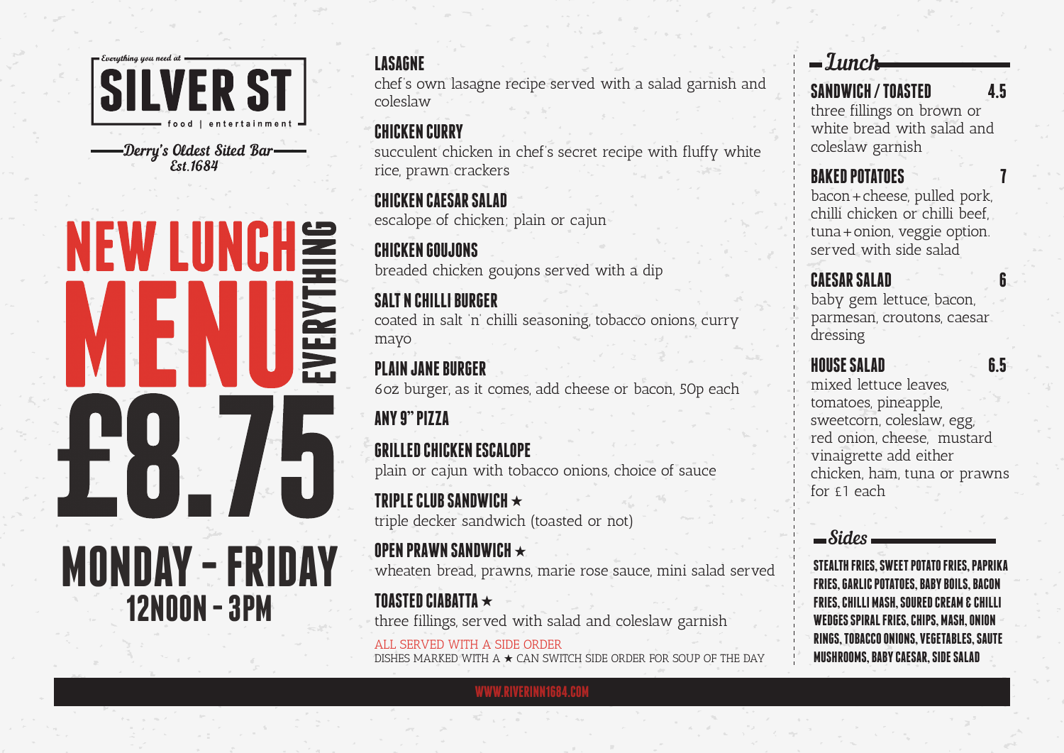Everything you need at

# SILVER ST

food | entertainment

*Derry's Oldest Sited Bar*
*Est.1684*

# NEW LUNCH MENU

EVERYTHING

# £8.75

## MONDAY - FRIDAY
### 12NOON - 3PM

### LASAGNE
chef's own lasagne recipe served with a salad garnish and coleslaw

### CHICKEN CURRY
succulent chicken in chef's secret recipe with fluffy white rice, prawn crackers

### CHICKEN CAESAR SALAD
escalope of chicken; plain or cajun

### CHICKEN GOUJONS
breaded chicken goujons served with a dip

### SALT N CHILLI BURGER
coated in salt 'n' chilli seasoning, tobacco onions, curry mayo

### PLAIN JANE BURGER
6oz burger, as it comes, add cheese or bacon, 50p each

### ANY 9" PIZZA

### GRILLED CHICKEN ESCALOPE
plain or cajun with tobacco onions, choice of sauce

### TRIPLE CLUB SANDWICH ★
triple decker sandwich (toasted or not)

### OPEN PRAWN SANDWICH ★
wheaten bread, prawns, marie rose sauce, mini salad served

### TOASTED CIABATTA ★
three fillings, served with salad and coleslaw garnish

ALL SERVED WITH A SIDE ORDER
DISHES MARKED WITH A ★ CAN SWITCH SIDE ORDER FOR SOUP OF THE DAY

## *Lunch*

### SANDWICH / TOASTED — 4.5
three fillings on brown or white bread with salad and coleslaw garnish

### BAKED POTATOES — 7
bacon + cheese, pulled pork, chilli chicken or chilli beef, tuna + onion, veggie option. served with side salad

### CAESAR SALAD — 6
baby gem lettuce, bacon, parmesan, croutons, caesar dressing

### HOUSE SALAD — 6.5
mixed lettuce leaves, tomatoes, pineapple, sweetcorn, coleslaw, egg, red onion, cheese, mustard vinaigrette add either chicken, ham, tuna or prawns for £1 each

## *Sides*

STEALTH FRIES, SWEET POTATO FRIES, PAPRIKA FRIES, GARLIC POTATOES, BABY BOILS, BACON FRIES, CHILLI MASH, SOURED CREAM & CHILLI WEDGES SPIRAL FRIES, CHIPS, MASH, ONION RINGS, TOBACCO ONIONS, VEGETABLES, SAUTE MUSHROOMS, BABY CAESAR, SIDE SALAD

WWW.RIVERINN1684.COM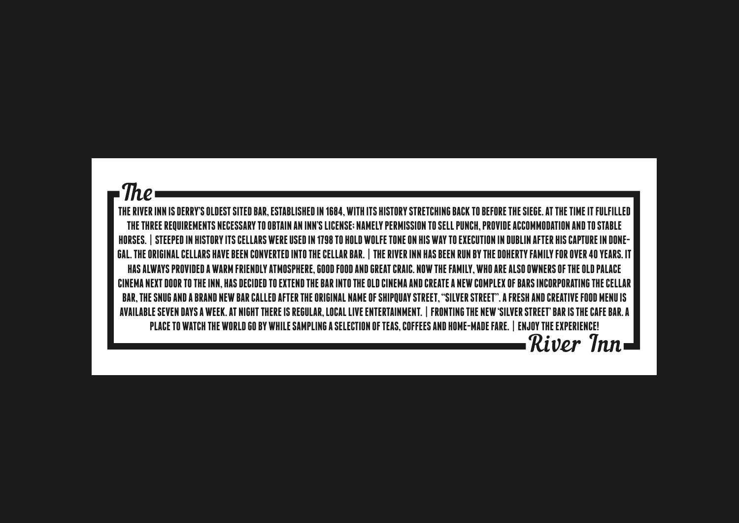*The*

THE RIVER INN IS DERRY'S OLDEST SITED BAR, ESTABLISHED IN 1684, WITH ITS HISTORY STRETCHING BACK TO BEFORE THE SIEGE. AT THE TIME IT FULFILLED THE THREE REQUIREMENTS NECESSARY TO OBTAIN AN INN'S LICENSE; NAMELY PERMISSION TO SELL PUNCH, PROVIDE ACCOMMODATION AND TO STABLE HORSES. | STEEPED IN HISTORY ITS CELLARS WERE USED IN 1798 TO HOLD WOLFE TONE ON HIS WAY TO EXECUTION IN DUBLIN AFTER HIS CAPTURE IN DONEGAL. THE ORIGINAL CELLARS HAVE BEEN CONVERTED INTO THE CELLAR BAR. | THE RIVER INN HAS BEEN RUN BY THE DOHERTY FAMILY FOR OVER 40 YEARS. IT HAS ALWAYS PROVIDED A WARM FRIENDLY ATMOSPHERE, GOOD FOOD AND GREAT CRAIC. NOW THE FAMILY, WHO ARE ALSO OWNERS OF THE OLD PALACE CINEMA NEXT DOOR TO THE INN, HAS DECIDED TO EXTEND THE BAR INTO THE OLD CINEMA AND CREATE A NEW COMPLEX OF BARS INCORPORATING THE CELLAR BAR, THE SNUG AND A BRAND NEW BAR CALLED AFTER THE ORIGINAL NAME OF SHIPQUAY STREET, "SILVER STREET". A FRESH AND CREATIVE FOOD MENU IS AVAILABLE SEVEN DAYS A WEEK. AT NIGHT THERE IS REGULAR, LOCAL LIVE ENTERTAINMENT. | FRONTING THE NEW 'SILVER STREET' BAR IS THE CAFE BAR. A PLACE TO WATCH THE WORLD GO BY WHILE SAMPLING A SELECTION OF TEAS, COFFEES AND HOME-MADE FARE. | ENJOY THE EXPERIENCE!

*River Inn*